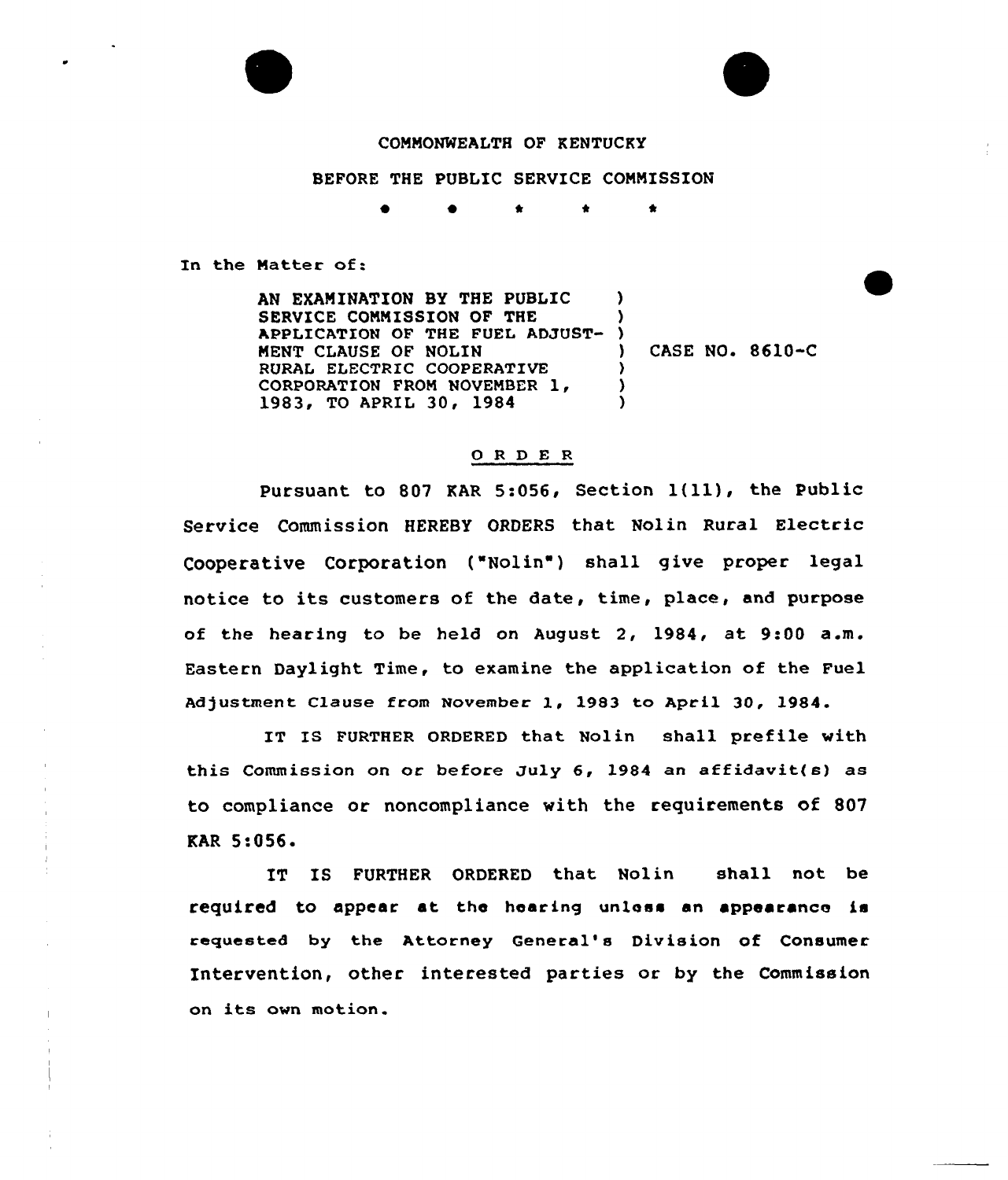COMMONWEALTH OF KENTUCKY

BEFORE THE PUBLIC SERVICE COMMISSION

\* \* \* \* \*

In the Matter of:

AN EXAMINATION BY THE PUBLIC SERVICE COMMISSION OF THE APPLICATION OF THE FUEL ADJUSTMENT CLAUSE OF NOLIN RURAL ELECTRIC COOPERATIVE CORPORATION FROM NOVEMBER 1, 1983, TO APRIL 30, 1984 ) CASE NO. 8610-C

## O R D E R

Pursuant to 807 KAR 5:056, Section 1(11), the Public Service Commission HEREBY ORDERS that Nolin Rural Electric Cooperative Corporation ("Nolin") shall give proper legal notice to its customers of the date, time, place, and purpose of the hearing to be held on August 2, 1984, at 9:00 a.m. Eastern Daylight Time, to examine the application of the Fuel Adjustment Clause from November 1, 1983 to April 30, 1984.

IT IS FURTHER ORDERED that Nolin shall prefile with this Commission on or before July 6, 1984 an affidavit(s) as to compliance or noncompliance with the requirements of 807 KAR 5:056.

IT IS FURTHER ORDERED that Nolin shall not be required to appear at the hearing unless an appearance is requested by the Attorney General's Division of Consumer Intervention, other interested parties or by the Commission on its own motion.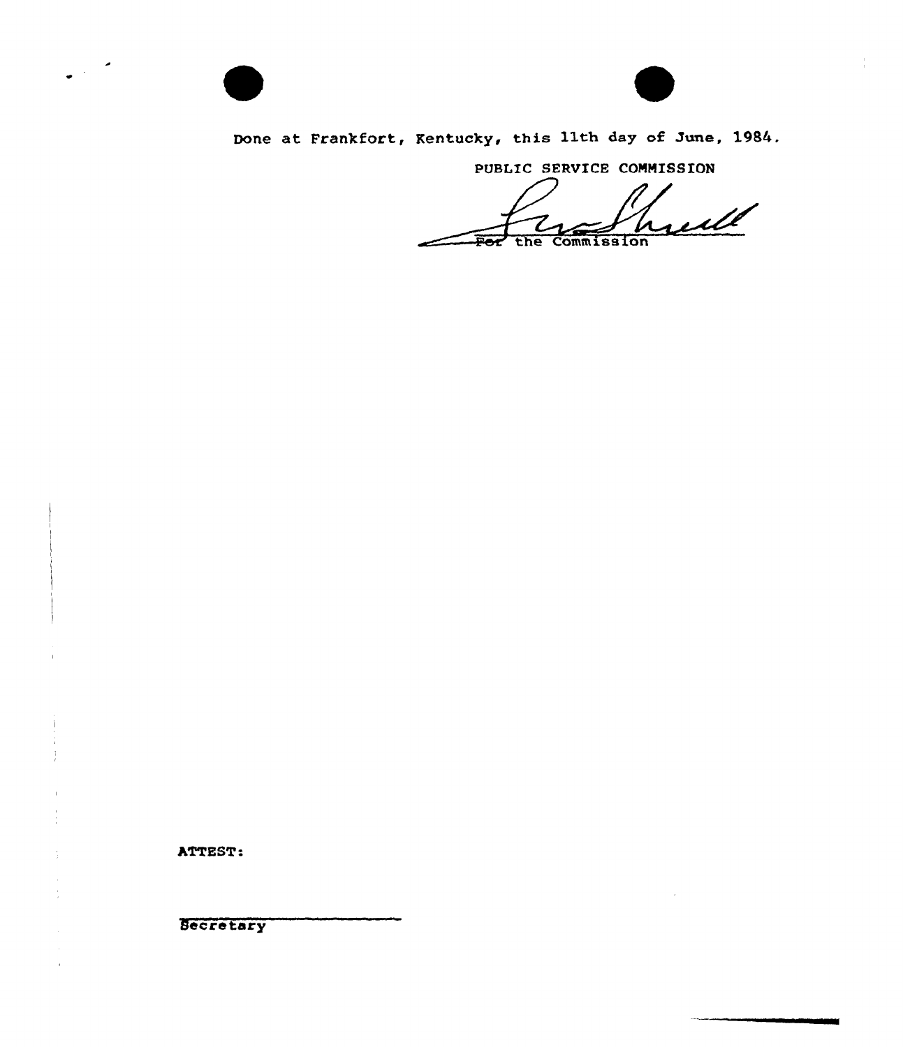Done at Frankfort, Kentucky, this 11th day of June, 1984.

PUBLIC SERVICE COMMISSION

For the Commission

ATTEST:

Secretary